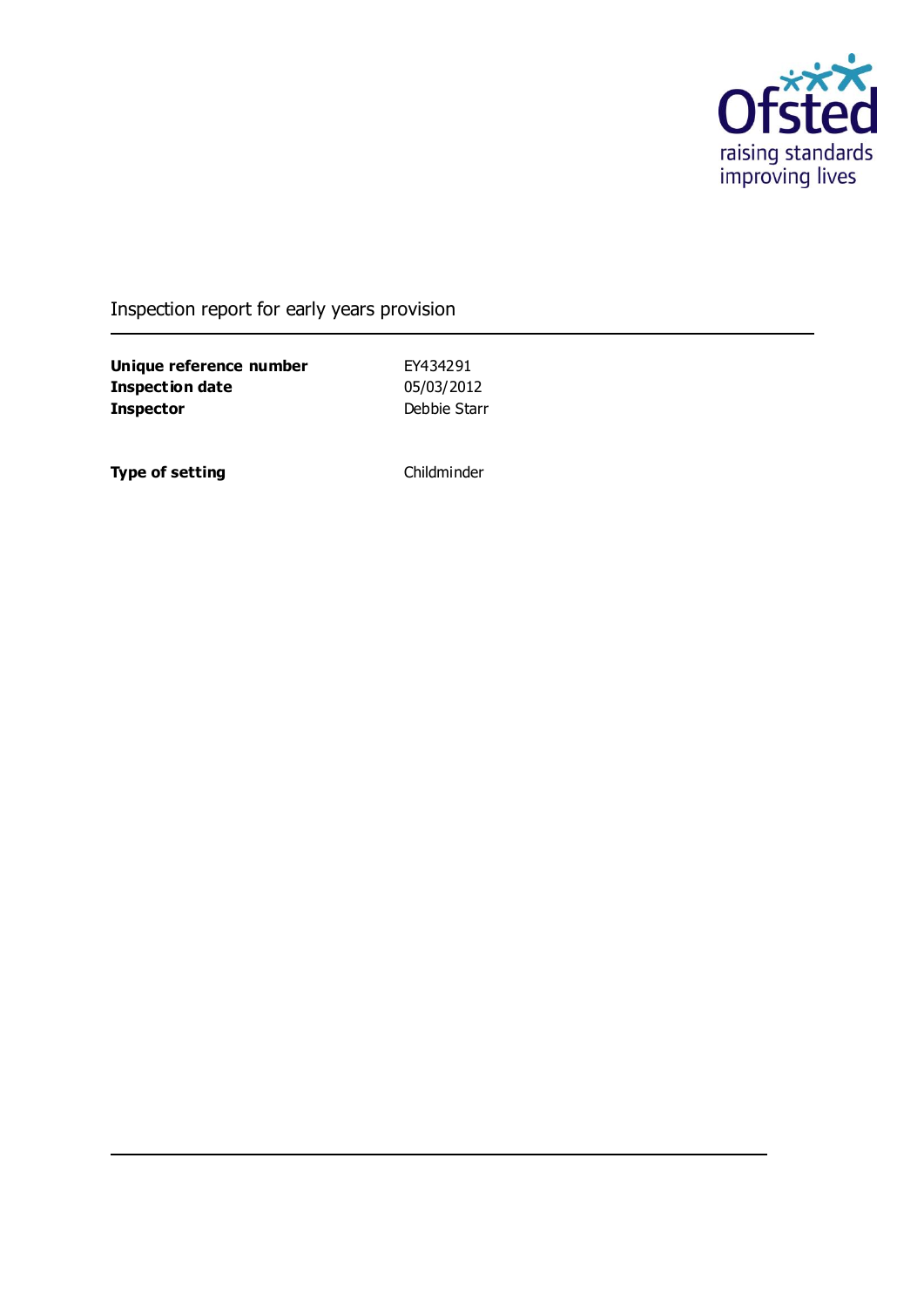Inspection report for early years provision

| | |
|---|---|
| **Unique reference number** | EY434291 |
| **Inspection date** | 05/03/2012 |
| **Inspector** | Debbie Starr |

| | |
|---|---|
| **Type of setting** | Childminder |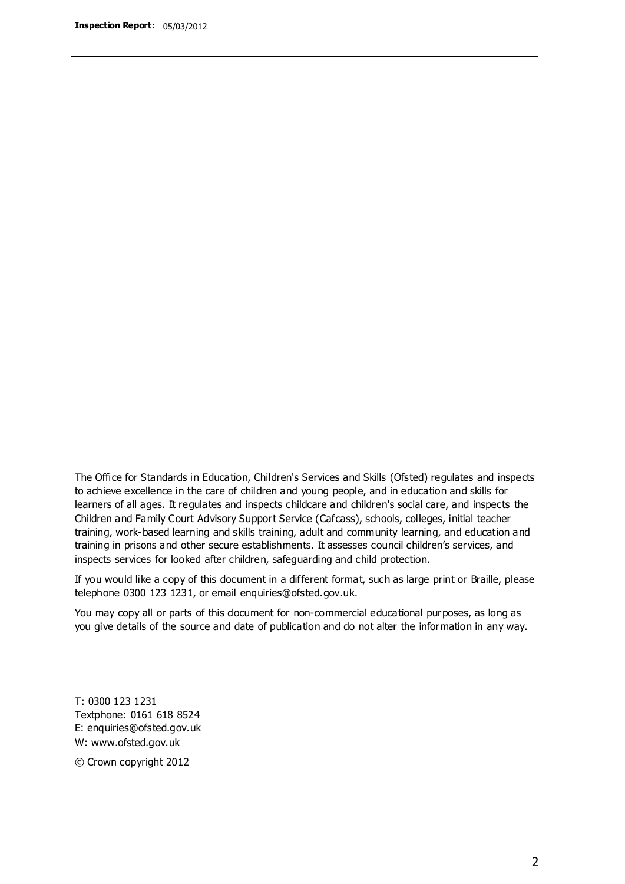The Office for Standards in Education, Children's Services and Skills (Ofsted) regulates and inspects to achieve excellence in the care of children and young people, and in education and skills for learners of all ages. It regulates and inspects childcare and children's social care, and inspects the Children and Family Court Advisory Support Service (Cafcass), schools, colleges, initial teacher training, work-based learning and skills training, adult and community learning, and education and training in prisons and other secure establishments. It assesses council children's services, and inspects services for looked after children, safeguarding and child protection.

If you would like a copy of this document in a different format, such as large print or Braille, please telephone 0300 123 1231, or email enquiries@ofsted.gov.uk.

You may copy all or parts of this document for non-commercial educational purposes, as long as you give details of the source and date of publication and do not alter the information in any way.

T: 0300 123 1231
Textphone: 0161 618 8524
E: enquiries@ofsted.gov.uk
W: www.ofsted.gov.uk

© Crown copyright 2012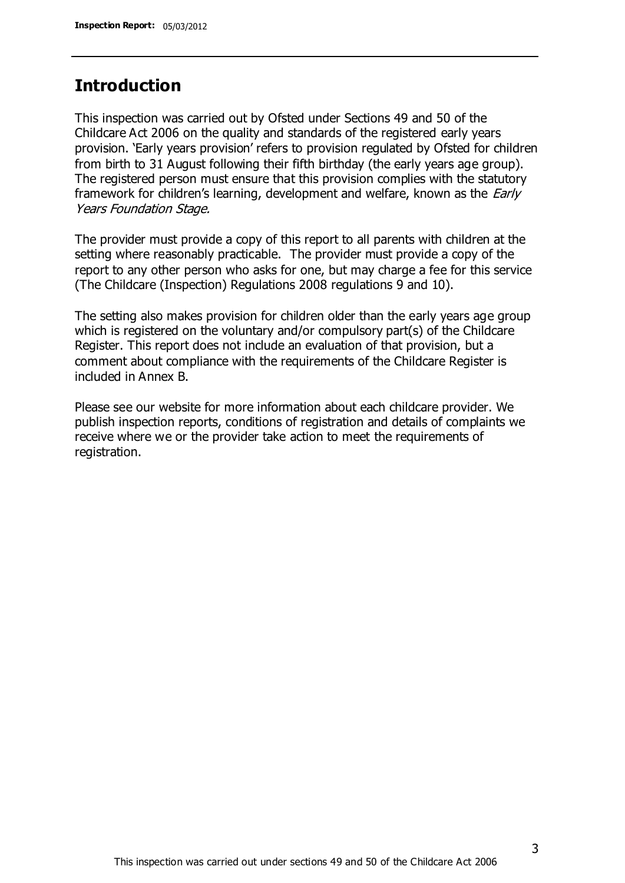## Introduction

This inspection was carried out by Ofsted under Sections 49 and 50 of the Childcare Act 2006 on the quality and standards of the registered early years provision. 'Early years provision' refers to provision regulated by Ofsted for children from birth to 31 August following their fifth birthday (the early years age group). The registered person must ensure that this provision complies with the statutory framework for children's learning, development and welfare, known as the *Early Years Foundation Stage.*

The provider must provide a copy of this report to all parents with children at the setting where reasonably practicable. The provider must provide a copy of the report to any other person who asks for one, but may charge a fee for this service (The Childcare (Inspection) Regulations 2008 regulations 9 and 10).

The setting also makes provision for children older than the early years age group which is registered on the voluntary and/or compulsory part(s) of the Childcare Register. This report does not include an evaluation of that provision, but a comment about compliance with the requirements of the Childcare Register is included in Annex B.

Please see our website for more information about each childcare provider. We publish inspection reports, conditions of registration and details of complaints we receive where we or the provider take action to meet the requirements of registration.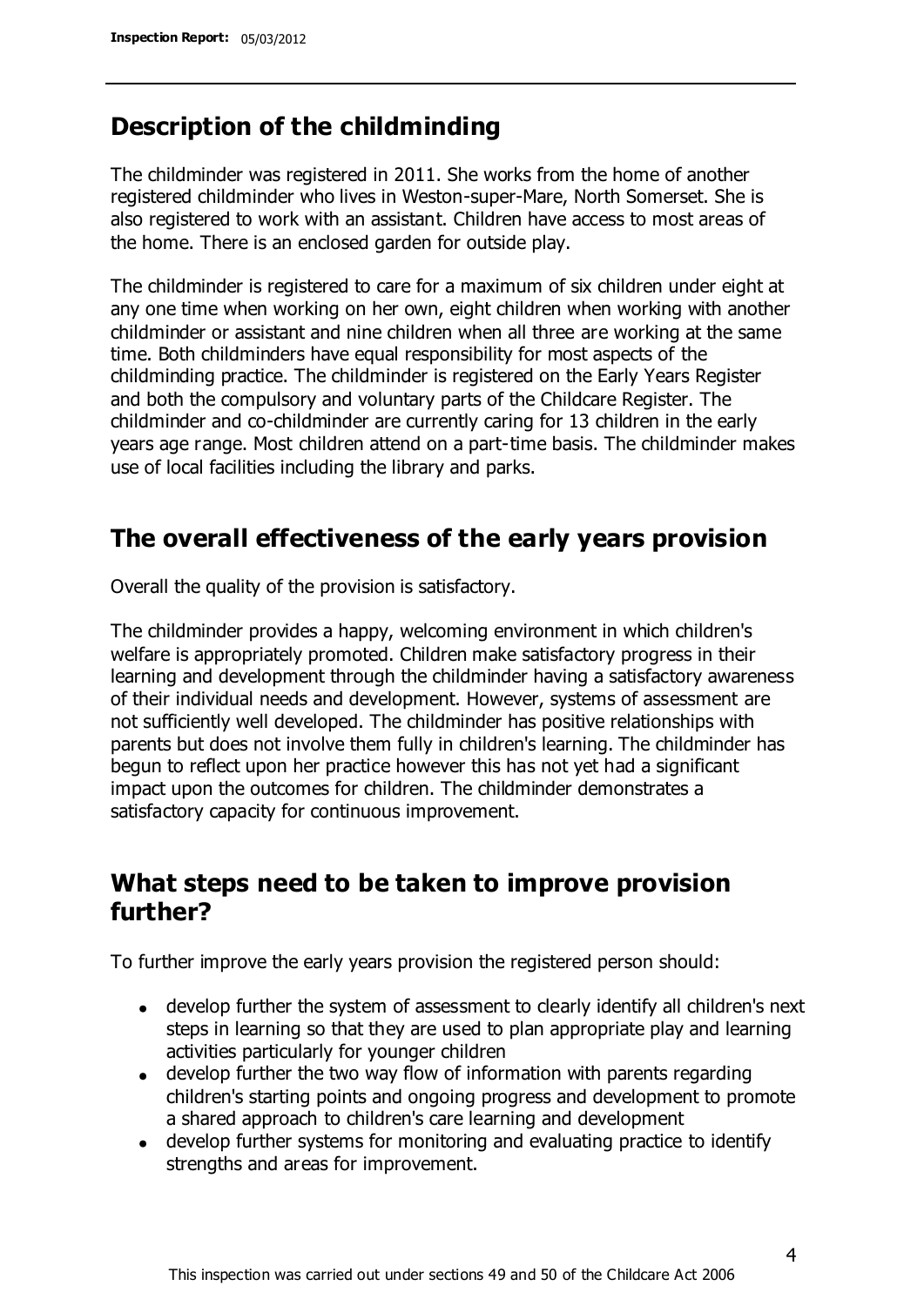## Description of the childminding

The childminder was registered in 2011. She works from the home of another registered childminder who lives in Weston-super-Mare, North Somerset. She is also registered to work with an assistant. Children have access to most areas of the home. There is an enclosed garden for outside play.

The childminder is registered to care for a maximum of six children under eight at any one time when working on her own, eight children when working with another childminder or assistant and nine children when all three are working at the same time. Both childminders have equal responsibility for most aspects of the childminding practice. The childminder is registered on the Early Years Register and both the compulsory and voluntary parts of the Childcare Register. The childminder and co-childminder are currently caring for 13 children in the early years age range. Most children attend on a part-time basis. The childminder makes use of local facilities including the library and parks.

## The overall effectiveness of the early years provision

Overall the quality of the provision is satisfactory.

The childminder provides a happy, welcoming environment in which children's welfare is appropriately promoted. Children make satisfactory progress in their learning and development through the childminder having a satisfactory awareness of their individual needs and development. However, systems of assessment are not sufficiently well developed. The childminder has positive relationships with parents but does not involve them fully in children's learning. The childminder has begun to reflect upon her practice however this has not yet had a significant impact upon the outcomes for children. The childminder demonstrates a satisfactory capacity for continuous improvement.

## What steps need to be taken to improve provision further?

To further improve the early years provision the registered person should:

- develop further the system of assessment to clearly identify all children's next steps in learning so that they are used to plan appropriate play and learning activities particularly for younger children
- develop further the two way flow of information with parents regarding children's starting points and ongoing progress and development to promote a shared approach to children's care learning and development
- develop further systems for monitoring and evaluating practice to identify strengths and areas for improvement.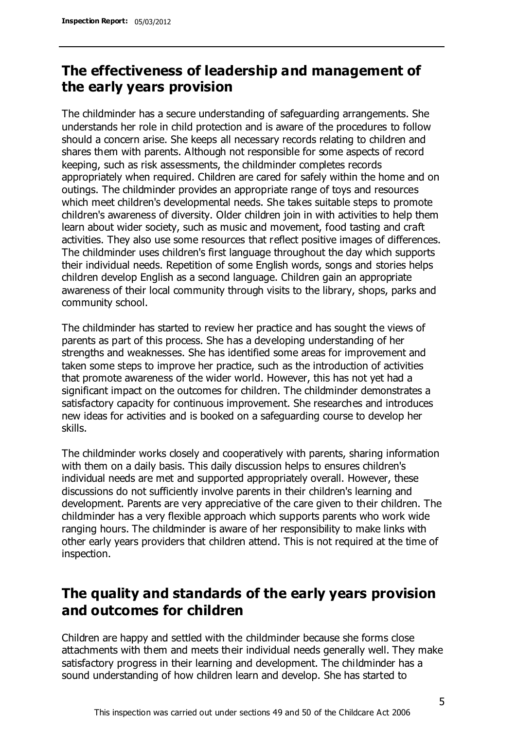## The effectiveness of leadership and management of the early years provision

The childminder has a secure understanding of safeguarding arrangements. She understands her role in child protection and is aware of the procedures to follow should a concern arise. She keeps all necessary records relating to children and shares them with parents. Although not responsible for some aspects of record keeping, such as risk assessments, the childminder completes records appropriately when required. Children are cared for safely within the home and on outings. The childminder provides an appropriate range of toys and resources which meet children's developmental needs. She takes suitable steps to promote children's awareness of diversity. Older children join in with activities to help them learn about wider society, such as music and movement, food tasting and craft activities. They also use some resources that reflect positive images of differences. The childminder uses children's first language throughout the day which supports their individual needs. Repetition of some English words, songs and stories helps children develop English as a second language. Children gain an appropriate awareness of their local community through visits to the library, shops, parks and community school.

The childminder has started to review her practice and has sought the views of parents as part of this process. She has a developing understanding of her strengths and weaknesses. She has identified some areas for improvement and taken some steps to improve her practice, such as the introduction of activities that promote awareness of the wider world. However, this has not yet had a significant impact on the outcomes for children. The childminder demonstrates a satisfactory capacity for continuous improvement. She researches and introduces new ideas for activities and is booked on a safeguarding course to develop her skills.

The childminder works closely and cooperatively with parents, sharing information with them on a daily basis. This daily discussion helps to ensure children's individual needs are met and supported appropriately overall. However, these discussions do not sufficiently involve parents in their children's learning and development. Parents are very appreciative of the care given to their children. The childminder has a very flexible approach which supports parents who work wide ranging hours. The childminder is aware of her responsibility to make links with other early years providers that children attend. This is not required at the time of inspection.

## The quality and standards of the early years provision and outcomes for children

Children are happy and settled with the childminder because she forms close attachments with them and meets their individual needs generally well. They make satisfactory progress in their learning and development. The childminder has a sound understanding of how children learn and develop. She has started to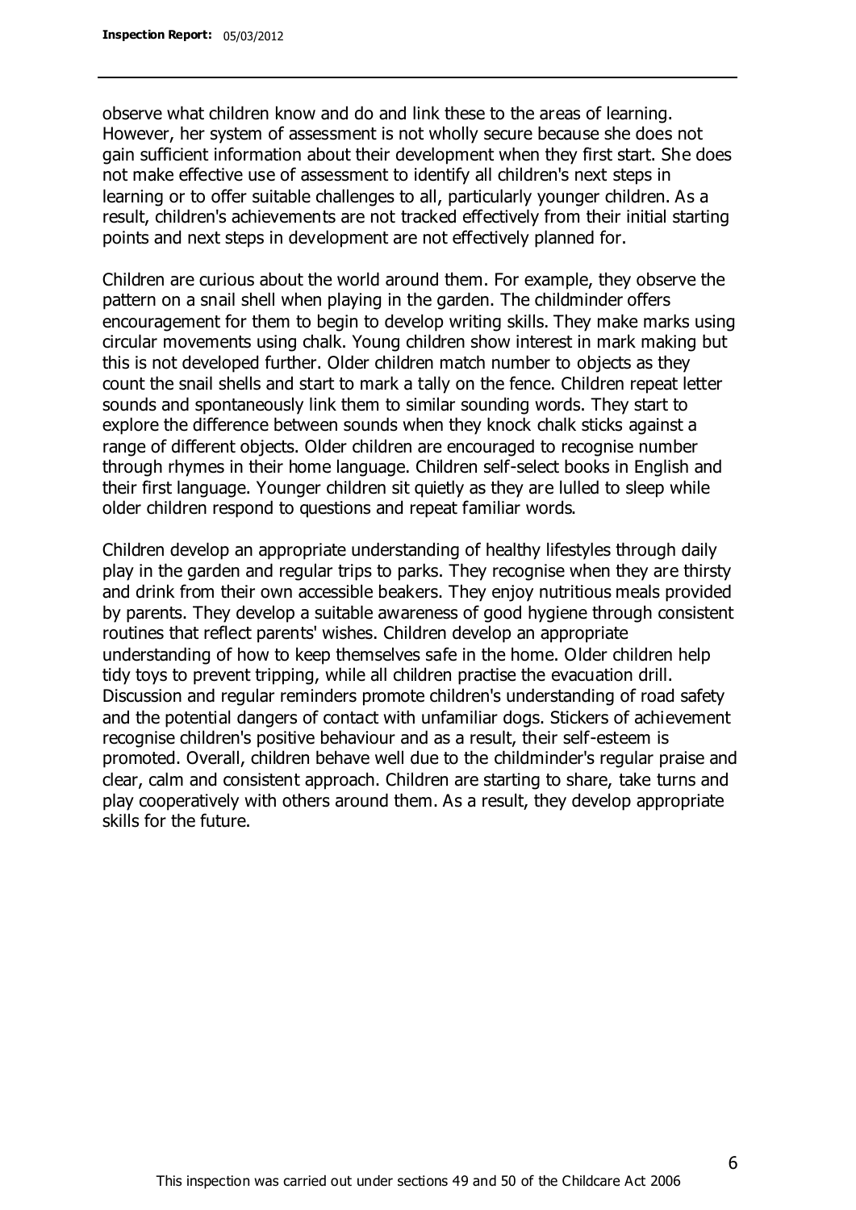observe what children know and do and link these to the areas of learning. However, her system of assessment is not wholly secure because she does not gain sufficient information about their development when they first start. She does not make effective use of assessment to identify all children's next steps in learning or to offer suitable challenges to all, particularly younger children. As a result, children's achievements are not tracked effectively from their initial starting points and next steps in development are not effectively planned for.

Children are curious about the world around them. For example, they observe the pattern on a snail shell when playing in the garden. The childminder offers encouragement for them to begin to develop writing skills. They make marks using circular movements using chalk. Young children show interest in mark making but this is not developed further. Older children match number to objects as they count the snail shells and start to mark a tally on the fence. Children repeat letter sounds and spontaneously link them to similar sounding words. They start to explore the difference between sounds when they knock chalk sticks against a range of different objects. Older children are encouraged to recognise number through rhymes in their home language. Children self-select books in English and their first language. Younger children sit quietly as they are lulled to sleep while older children respond to questions and repeat familiar words.

Children develop an appropriate understanding of healthy lifestyles through daily play in the garden and regular trips to parks. They recognise when they are thirsty and drink from their own accessible beakers. They enjoy nutritious meals provided by parents. They develop a suitable awareness of good hygiene through consistent routines that reflect parents' wishes. Children develop an appropriate understanding of how to keep themselves safe in the home. Older children help tidy toys to prevent tripping, while all children practise the evacuation drill. Discussion and regular reminders promote children's understanding of road safety and the potential dangers of contact with unfamiliar dogs. Stickers of achievement recognise children's positive behaviour and as a result, their self-esteem is promoted. Overall, children behave well due to the childminder's regular praise and clear, calm and consistent approach. Children are starting to share, take turns and play cooperatively with others around them. As a result, they develop appropriate skills for the future.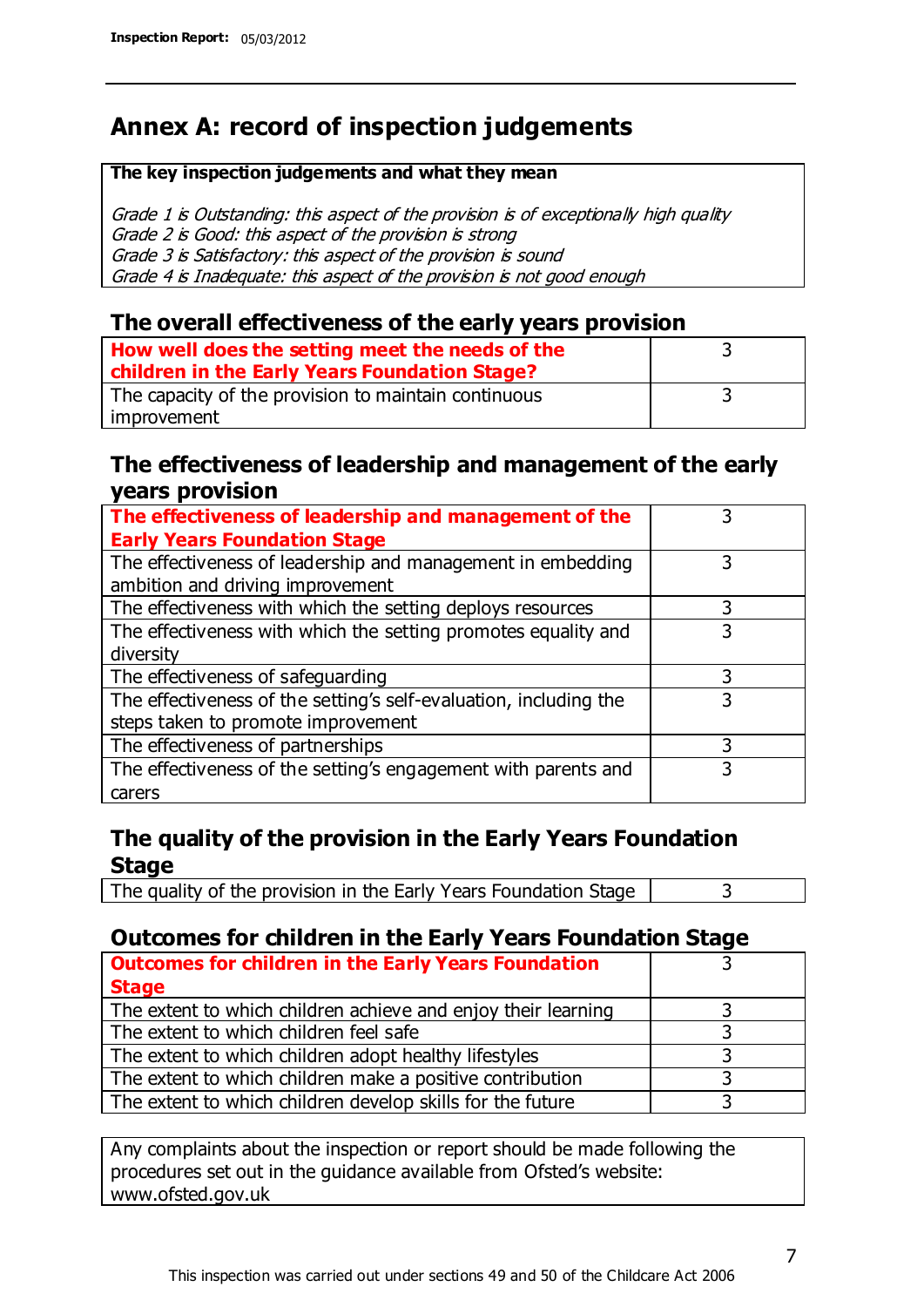# Annex A: record of inspection judgements

**The key inspection judgements and what they mean**

*Grade 1 is Outstanding: this aspect of the provision is of exceptionally high quality*
*Grade 2 is Good: this aspect of the provision is strong*
*Grade 3 is Satisfactory: this aspect of the provision is sound*
*Grade 4 is Inadequate: this aspect of the provision is not good enough*

## The overall effectiveness of the early years provision

| | |
|---|---|
| **How well does the setting meet the needs of the children in the Early Years Foundation Stage?** | 3 |
| The capacity of the provision to maintain continuous improvement | 3 |

## The effectiveness of leadership and management of the early years provision

| | |
|---|---|
| **The effectiveness of leadership and management of the Early Years Foundation Stage** | 3 |
| The effectiveness of leadership and management in embedding ambition and driving improvement | 3 |
| The effectiveness with which the setting deploys resources | 3 |
| The effectiveness with which the setting promotes equality and diversity | 3 |
| The effectiveness of safeguarding | 3 |
| The effectiveness of the setting's self-evaluation, including the steps taken to promote improvement | 3 |
| The effectiveness of partnerships | 3 |
| The effectiveness of the setting's engagement with parents and carers | 3 |

## The quality of the provision in the Early Years Foundation Stage

| | |
|---|---|
| The quality of the provision in the Early Years Foundation Stage | 3 |

## Outcomes for children in the Early Years Foundation Stage

| | |
|---|---|
| **Outcomes for children in the Early Years Foundation Stage** | 3 |
| The extent to which children achieve and enjoy their learning | 3 |
| The extent to which children feel safe | 3 |
| The extent to which children adopt healthy lifestyles | 3 |
| The extent to which children make a positive contribution | 3 |
| The extent to which children develop skills for the future | 3 |

Any complaints about the inspection or report should be made following the procedures set out in the guidance available from Ofsted's website: www.ofsted.gov.uk

This inspection was carried out under sections 49 and 50 of the Childcare Act 2006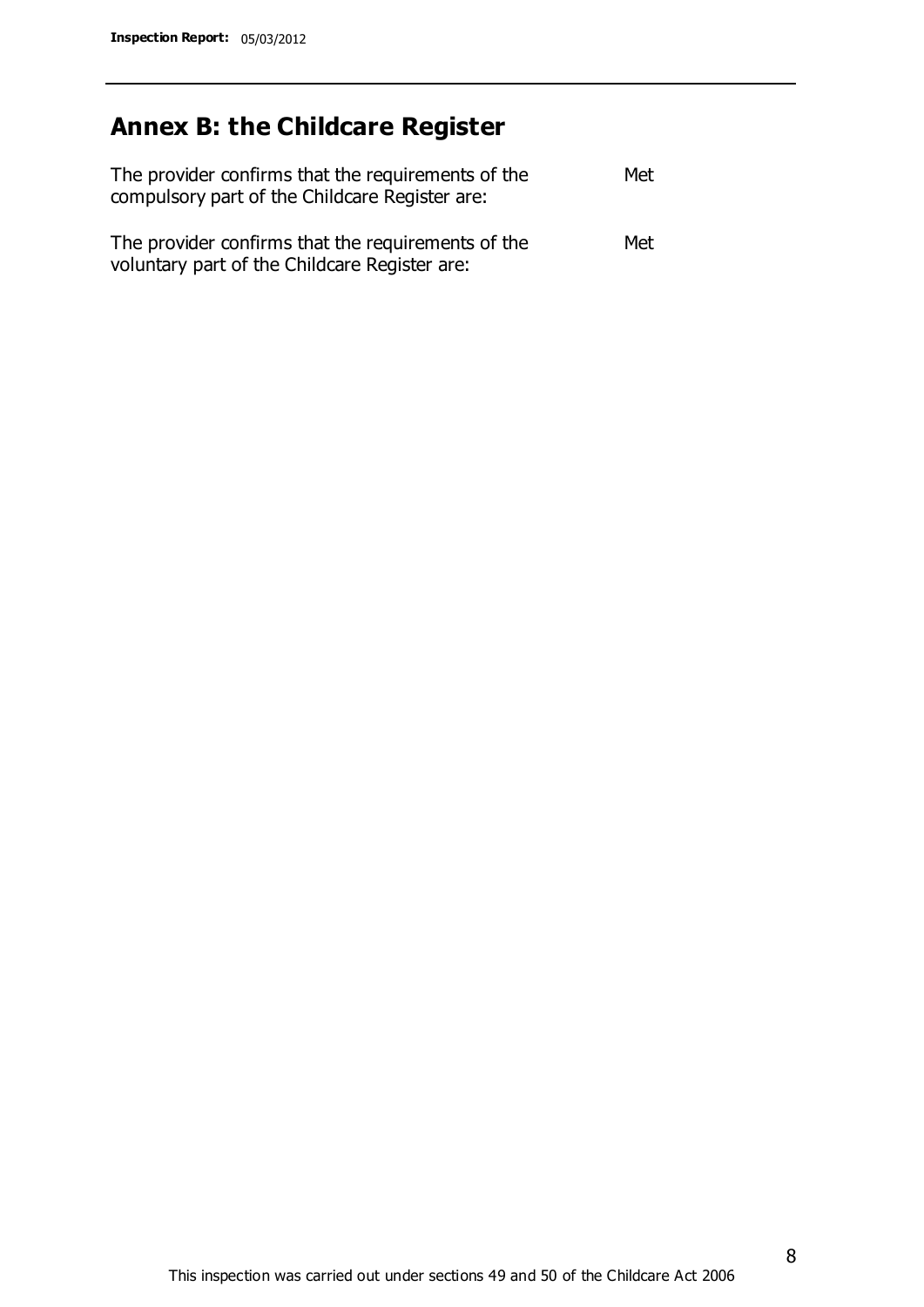## Annex B: the Childcare Register

| | |
|---|---|
| The provider confirms that the requirements of the compulsory part of the Childcare Register are: | Met |
| The provider confirms that the requirements of the voluntary part of the Childcare Register are: | Met |

This inspection was carried out under sections 49 and 50 of the Childcare Act 2006